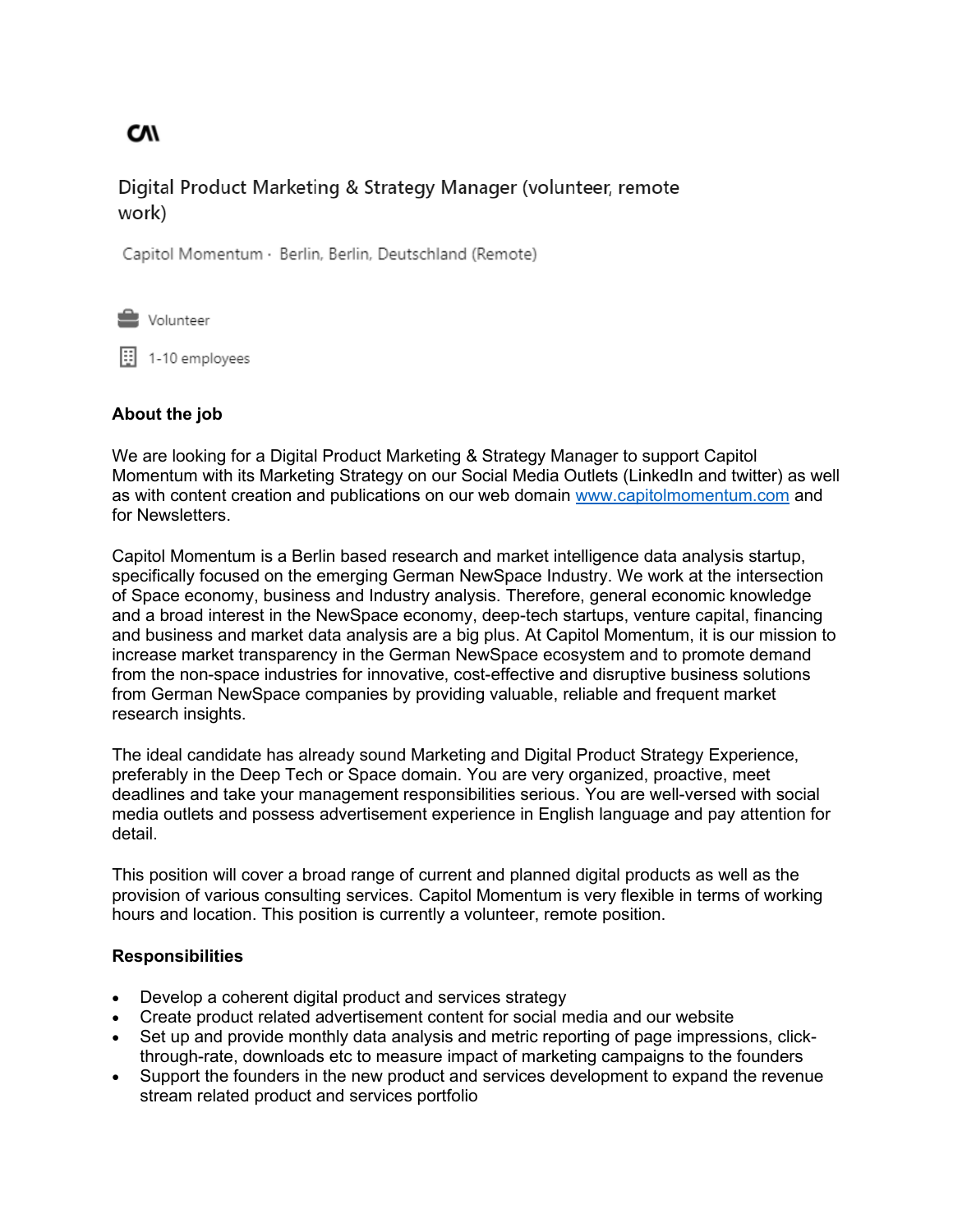CM

# Digital Product Marketing & Strategy Manager (volunteer, remote work)

Capitol Momentum · Berlin, Berlin, Deutschland (Remote)

Volunteer

1-10 employees

**About the job**

We are looking for a Digital Product Marketing & Strategy Manager to support Capitol Momentum with its Marketing Strategy on our Social Media Outlets (LinkedIn and twitter) as well as with content creation and publications on our web domain www.capitolmomentum.com and for Newsletters.

Capitol Momentum is a Berlin based research and market intelligence data analysis startup, specifically focused on the emerging German NewSpace Industry. We work at the intersection of Space economy, business and Industry analysis. Therefore, general economic knowledge and a broad interest in the NewSpace economy, deep-tech startups, venture capital, financing and business and market data analysis are a big plus. At Capitol Momentum, it is our mission to increase market transparency in the German NewSpace ecosystem and to promote demand from the non-space industries for innovative, cost-effective and disruptive business solutions from German NewSpace companies by providing valuable, reliable and frequent market research insights.

The ideal candidate has already sound Marketing and Digital Product Strategy Experience, preferably in the Deep Tech or Space domain. You are very organized, proactive, meet deadlines and take your management responsibilities serious. You are well-versed with social media outlets and possess advertisement experience in English language and pay attention for detail.

This position will cover a broad range of current and planned digital products as well as the provision of various consulting services. Capitol Momentum is very flexible in terms of working hours and location. This position is currently a volunteer, remote position.

**Responsibilities**

- Develop a coherent digital product and services strategy
- Create product related advertisement content for social media and our website
- Set up and provide monthly data analysis and metric reporting of page impressions, click-through-rate, downloads etc to measure impact of marketing campaigns to the founders
- Support the founders in the new product and services development to expand the revenue stream related product and services portfolio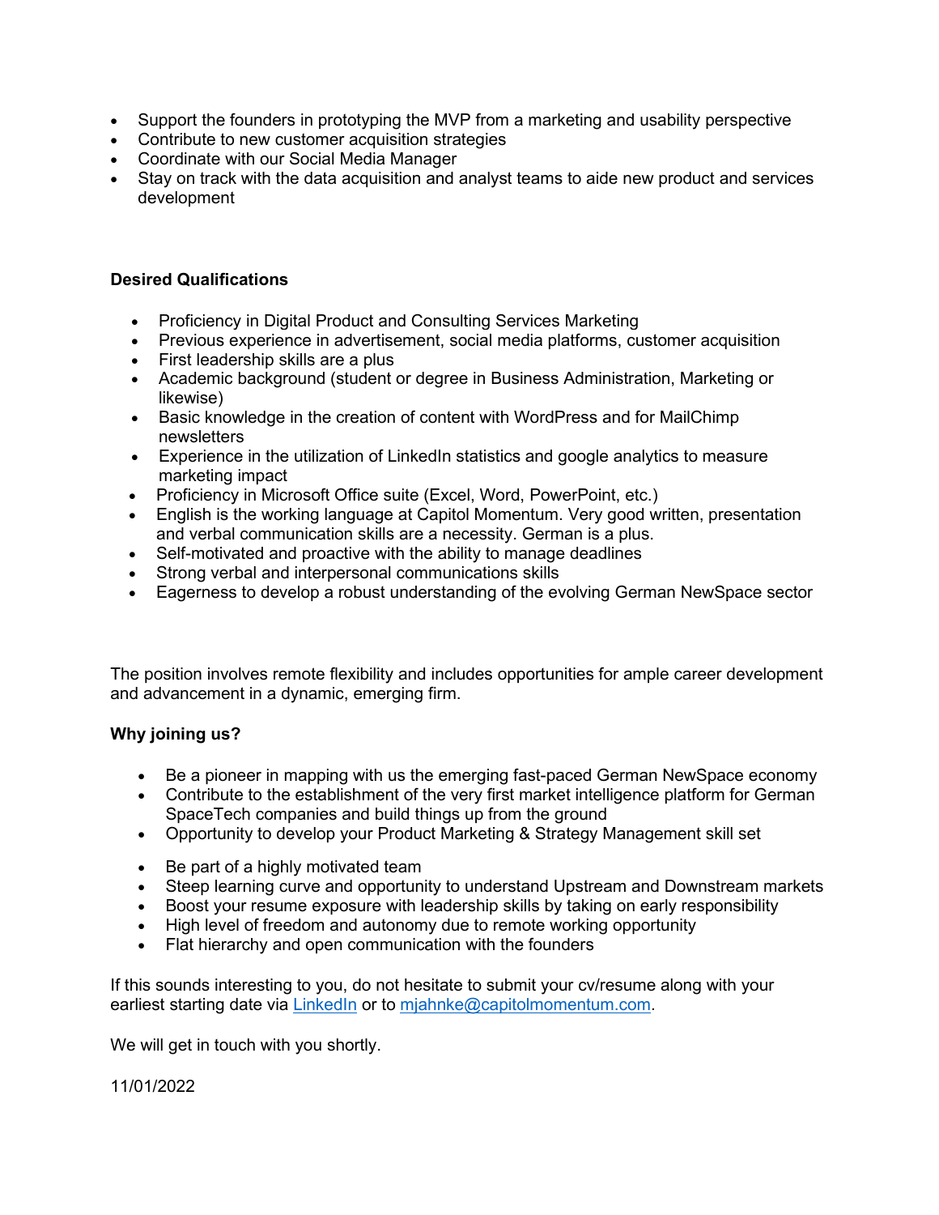- Support the founders in prototyping the MVP from a marketing and usability perspective
- Contribute to new customer acquisition strategies
- Coordinate with our Social Media Manager
- Stay on track with the data acquisition and analyst teams to aide new product and services development

**Desired Qualifications**

- Proficiency in Digital Product and Consulting Services Marketing
- Previous experience in advertisement, social media platforms, customer acquisition
- First leadership skills are a plus
- Academic background (student or degree in Business Administration, Marketing or likewise)
- Basic knowledge in the creation of content with WordPress and for MailChimp newsletters
- Experience in the utilization of LinkedIn statistics and google analytics to measure marketing impact
- Proficiency in Microsoft Office suite (Excel, Word, PowerPoint, etc.)
- English is the working language at Capitol Momentum. Very good written, presentation and verbal communication skills are a necessity. German is a plus.
- Self-motivated and proactive with the ability to manage deadlines
- Strong verbal and interpersonal communications skills
- Eagerness to develop a robust understanding of the evolving German NewSpace sector

The position involves remote flexibility and includes opportunities for ample career development and advancement in a dynamic, emerging firm.

**Why joining us?**

- Be a pioneer in mapping with us the emerging fast-paced German NewSpace economy
- Contribute to the establishment of the very first market intelligence platform for German SpaceTech companies and build things up from the ground
- Opportunity to develop your Product Marketing & Strategy Management skill set
- Be part of a highly motivated team
- Steep learning curve and opportunity to understand Upstream and Downstream markets
- Boost your resume exposure with leadership skills by taking on early responsibility
- High level of freedom and autonomy due to remote working opportunity
- Flat hierarchy and open communication with the founders

If this sounds interesting to you, do not hesitate to submit your cv/resume along with your earliest starting date via [LinkedIn]() or to [mjahnke@capitolmomentum.com](mailto:mjahnke@capitolmomentum.com).

We will get in touch with you shortly.

11/01/2022